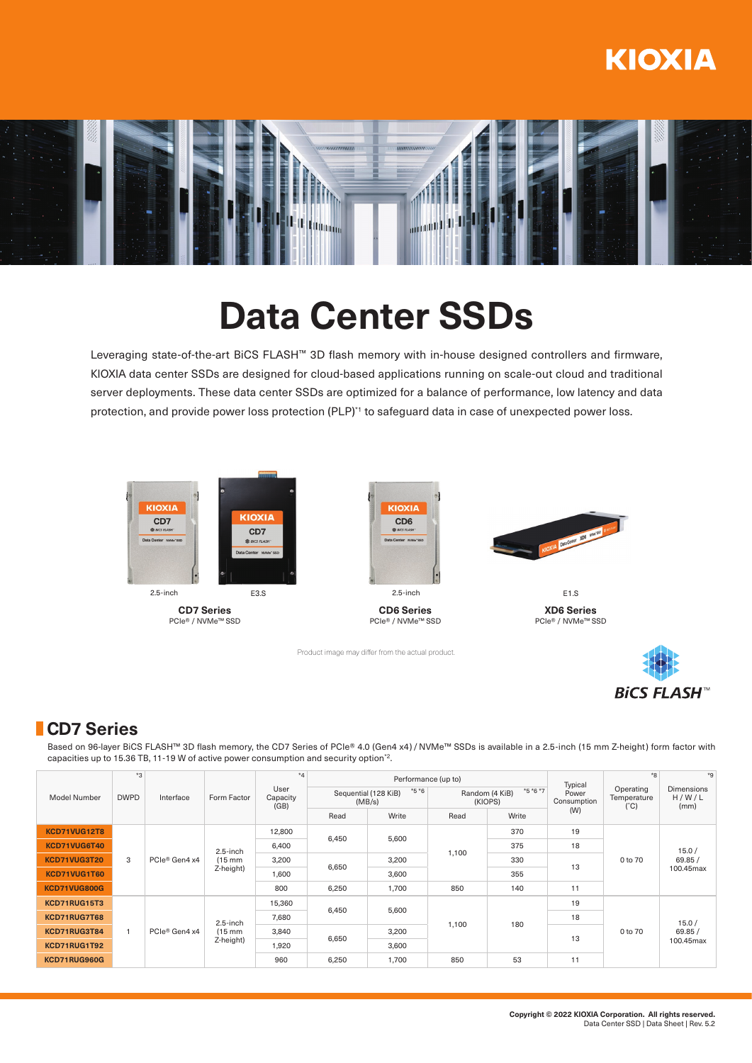# Data Center SSDs

Leveraging state-of-the-art BiCS FLASH™ 3D flash memory with in-house designed controllers and firmware, KIOXIA data center SSDs are designed for cloud-based applications running on scale-out cloud and traditional server deployments. These data center SSDs are optimized for a balance of performance, low latency and data protection, and provide power loss protection (PLP)[*1] to safeguard data in case of unexpected power loss.

2.5-inch E3.S

**CD7 Series**
PCIe® / NVMe™ SSD

2.5-inch

**CD6 Series**
PCIe® / NVMe™ SSD

E1.S

**XD6 Series**
PCIe® / NVMe™ SSD

Product image may differ from the actual product.

## CD7 Series

Based on 96-layer BiCS FLASH™ 3D flash memory, the CD7 Series of PCIe® 4.0 (Gen4 x4) / NVMe™ SSDs is available in a 2.5-inch (15 mm Z-height) form factor with capacities up to 15.36 TB, 11-19 W of active power consumption and security option[*2].

| Model Number | DWPD [*3] | Interface | Form Factor | User Capacity (GB) [*4] | Performance (up to) Sequential (128 KiB) (MB/s) [*5 *6] | | Random (4 KiB) (KIOPS) [*5 *6 *7] | | Typical Power Consumption (W) | Operating Temperature (°C) [*8] | Dimensions H / W / L (mm) [*9] |
|---|---|---|---|---|---|---|---|---|---|---|---|
| | | | | | Read | Write | Read | Write | | | |
| KCD71VUG12T8 | 3 | PCIe® Gen4 x4 | 2.5-inch (15 mm Z-height) | 12,800 | 6,450 | 5,600 | 1,100 | 370 | 19 | 0 to 70 | 15.0 / 69.85 / 100.45max |
| KCD71VUG6T40 | | | | 6,400 | | | | 375 | 18 | | |
| KCD71VUG3T20 | | | | 3,200 | 6,650 | 3,200 | | 330 | 13 | | |
| KCD71VUG1T60 | | | | 1,600 | | 3,600 | | 355 | | | |
| KCD71VUG800G | | | | 800 | 6,250 | 1,700 | 850 | 140 | 11 | | |
| KCD71RUG15T3 | 1 | PCIe® Gen4 x4 | 2.5-inch (15 mm Z-height) | 15,360 | 6,450 | 5,600 | 1,100 | 180 | 19 | 0 to 70 | 15.0 / 69.85 / 100.45max |
| KCD71RUG7T68 | | | | 7,680 | | | | | 18 | | |
| KCD71RUG3T84 | | | | 3,840 | 6,650 | 3,200 | | | 13 | | |
| KCD71RUG1T92 | | | | 1,920 | | 3,600 | | | | | |
| KCD71RUG960G | | | | 960 | 6,250 | 1,700 | 850 | 53 | 11 | | |

Copyright © 2022 KIOXIA Corporation. All rights reserved.
Data Center SSD | Data Sheet | Rev. 5.2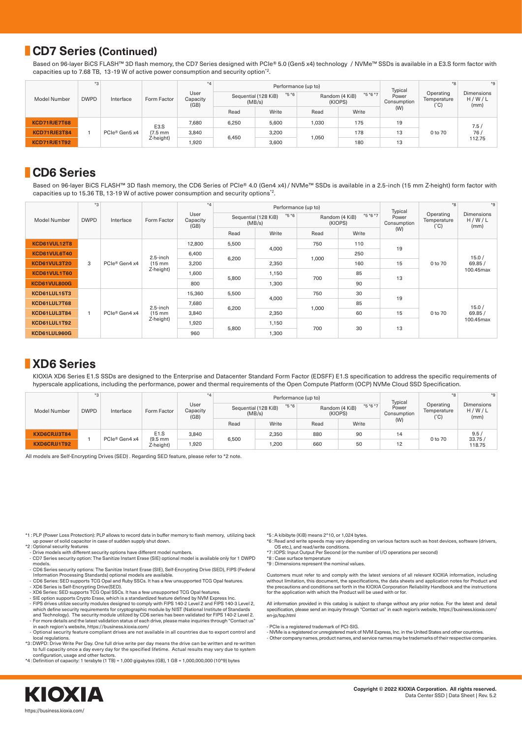## CD7 Series (Continued)

Based on 96-layer BiCS FLASH™ 3D flash memory, the CD7 Series designed with PCIe® 5.0 (Gen5 x4) technology / NVMe™ SSDs is available in a E3.S form factor with capacities up to 7.68 TB, 13-19 W of active power consumption and security option[*2].

| Model Number | DWPD [*3] | Interface | Form Factor | User Capacity (GB) [*4] | Performance (up to) Sequential (128 KiB) (MB/s) [*5 *6] | | Performance (up to) Random (4 KiB) (KIOPS) [*5 *6 *7] | | Typical Power Consumption (W) | Operating Temperature (˚C) [*8] | Dimensions H / W / L (mm) [*9] |
|---|---|---|---|---|---|---|---|---|---|---|---|
| | | | | | Read | Write | Read | Write | | | |
| KCD71RJE7T68 | 1 | PCIe® Gen5 x4 | E3.S (7.5 mm Z-height) | 7,680 | 6,250 | 5,600 | 1,030 | 175 | 19 | 0 to 70 | 7.5 / 76 / 112.75 |
| KCD71RJE3T84 | | | | 3,840 | 6,450 | 3,200 | 1,050 | 178 | 13 | | |
| KCD71RJE1T92 | | | | 1,920 | | 3,600 | | 180 | 13 | | |

## CD6 Series

Based on 96-layer BiCS FLASH™ 3D flash memory, the CD6 Series of PCIe® 4.0 (Gen4 x4) / NVMe™ SSDs is available in a 2.5-inch (15 mm Z-height) form factor with capacities up to 15.36 TB, 13-19 W of active power consumption and security options[*2].

| Model Number | DWPD [*3] | Interface | Form Factor | User Capacity (GB) [*4] | Performance (up to) Sequential (128 KiB) (MB/s) [*5 *6] | | Performance (up to) Random (4 KiB) (KIOPS) [*5 *6 *7] | | Typical Power Consumption (W) | Operating Temperature (˚C) [*8] | Dimensions H / W / L (mm) [*9] |
|---|---|---|---|---|---|---|---|---|---|---|---|
| | | | | | Read | Write | Read | Write | | | |
| KCD61VUL12T8 | 3 | PCIe® Gen4 x4 | 2.5-inch (15 mm Z-height) | 12,800 | 5,500 | 4,000 | 750 | 110 | 19 | 0 to 70 | 15.0 / 69.85 / 100.45max |
| KCD61VUL6T40 | | | | 6,400 | 6,200 | | 1,000 | 250 | | | |
| KCD61VUL3T20 | | | | 3,200 | | 2,350 | | 160 | 15 | | |
| KCD61VUL1T60 | | | | 1,600 | 5,800 | 1,150 | 700 | 85 | 13 | | |
| KCD61VUL800G | | | | 800 | | 1,300 | | 90 | | | |
| KCD61LUL15T3 | 1 | PCIe® Gen4 x4 | 2.5-inch (15 mm Z-height) | 15,360 | 5,500 | 4,000 | 750 | 30 | 19 | 0 to 70 | 15.0 / 69.85 / 100.45max |
| KCD61LUL7T68 | | | | 7,680 | 6,200 | | 1,000 | 85 | | | |
| KCD61LUL3T84 | | | | 3,840 | | 2,350 | | 60 | 15 | | |
| KCD61LUL1T92 | | | | 1,920 | 5,800 | 1,150 | 700 | 30 | 13 | | |
| KCD61LUL960G | | | | 960 | | 1,300 | | | | | |

## XD6 Series

KIOXIA XD6 Series E1.S SSDs are designed to the Enterprise and Datacenter Standard Form Factor (EDSFF) E1.S specification to address the specific requirements of hyperscale applications, including the performance, power and thermal requirements of the Open Compute Platform (OCP) NVMe Cloud SSD Specification.

| Model Number | DWPD [*3] | Interface | Form Factor | User Capacity (GB) [*4] | Performance (up to) Sequential (128 KiB) (MB/s) [*5 *6] | | Performance (up to) Random (4 KiB) (KIOPS) [*5 *6 *7] | | Typical Power Consumption (W) | Operating Temperature (˚C) [*8] | Dimensions H / W / L (mm) [*9] |
|---|---|---|---|---|---|---|---|---|---|---|---|
| | | | | | Read | Write | Read | Write | | | |
| KXD6CRJJ3T84 | 1 | PCIe® Gen4 x4 | E1.S (9.5 mm Z-height) | 3,840 | 6,500 | 2,350 | 880 | 90 | 14 | 0 to 70 | 9.5 / 33.75 / 118.75 |
| KXD6CRJJ1T92 | | | | 1,920 | | 1,200 | 660 | 50 | 12 | | |

All models are Self-Encrypting Drives (SED) . Regarding SED feature, please refer to *2 note.

*1 : PLP (Power Loss Protection): PLP allows to record data in buffer memory to flash memory, utilizing back up power of solid capacitor in case of sudden supply shut down.

*2 : Optional security features
- Drive models with different security options have different model numbers.
- CD7 Series security option: The Sanitize Instant Erase (SIE) optional model is available only for 1 DWPD models.
- CD6 Series security options: The Sanitize Instant Erase (SIE), Self-Encrypting Drive (SED), FIPS (Federal Information Processing Standards) optional models are available.
- CD6 Series: SED supports TCG Opal and Ruby SSCs. It has a few unsupported TCG Opal features.
- XD6 Series is Self-Encrypting Drive(SED).
- XD6 Series: SED supports TCG Opal SSCs. It has a few unsupported TCG Opal features.
- SIE option supports Crypto Erase, which is a standardized feature defined by NVM Express Inc.
- FIPS drives utilize security modules designed to comply with FIPS 140-2 Level 2 and FIPS 140-3 Level 2, which define security requirements for cryptographic module by NIST (National Institute of Standards and Technology). The security module utilized by CD6 series has been validated for FIPS 140-2 Level 2.
- For more details and the latest validation status of each drive, please make inquiries through "Contact us" in each region's website, https://business.kioxia.com/
- Optional security feature compliant drives are not available in all countries due to export control and local regulations.

*3 : DWPD: Drive Write Per Day. One full drive write per day means the drive can be written and re-written to full capacity once a day every day for the specified lifetime. Actual results may vary due to system configuration, usage and other factors.

*4 : Definition of capacity: 1 terabyte (1 TB) = 1,000 gigabytes (GB), 1 GB = 1,000,000,000 (10^9) bytes

*5 : A kibibyte (KiB) means 2^10, or 1,024 bytes.

*6 : Read and write speeds may vary depending on various factors such as host devices, software (drivers, OS etc.), and read/write conditions.

*7 : IOPS: Input Output Per Second (or the number of I/O operations per second)

*8 : Case surface temperature

*9 : Dimensions represent the nominal values.

Customers must refer to and comply with the latest versions of all relevant KIOXIA information, including without limitation, this document, the specifications, the data sheets and application notes for Product and the precautions and conditions set forth in the KIOXIA Corporation Reliability Handbook and the instructions for the application with which the Product will be used with or for.

All information provided in this catalog is subject to change without any prior notice. For the latest and detail specification, please send an inquiry through "Contact us" in each region's website, https://business.kioxia.com/en-jp/top.html

- PCIe is a registered trademark of PCI-SIG.
- NVMe is a registered or unregistered mark of NVM Express, Inc. in the United States and other countries.
- Other company names, product names, and service names may be trademarks of their respective companies.

KIOXIA

https://business.kioxia.com/

**Copyright © 2022 KIOXIA Corporation. All rights reserved.**
Data Center SSD | Data Sheet | Rev. 5.2